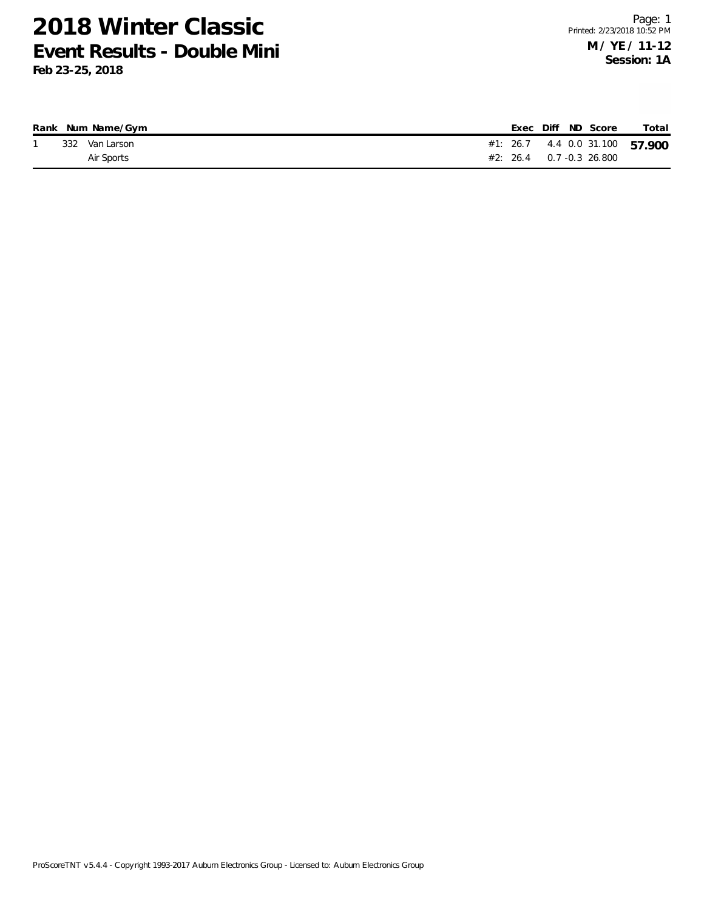# 2018 Winter Classic

## Event Results - Double Mini

**Feb 23-25, 2018**

**M / YE / 11-12**
**Session: 1A**

| Rank | Num | Name/Gym | | Exec | Diff | ND | Score | Total |
|---|---|---|---|---|---|---|---|---|
| 1 | 332 | Van Larson | #1: | 26.7 | 4.4 | 0.0 | 31.100 | **57.900** |
| | | Air Sports | #2: | 26.4 | 0.7 | -0.3 | 26.800 | |

ProScoreTNT v5.4.4 - Copyright 1993-2017 Auburn Electronics Group - Licensed to: Auburn Electronics Group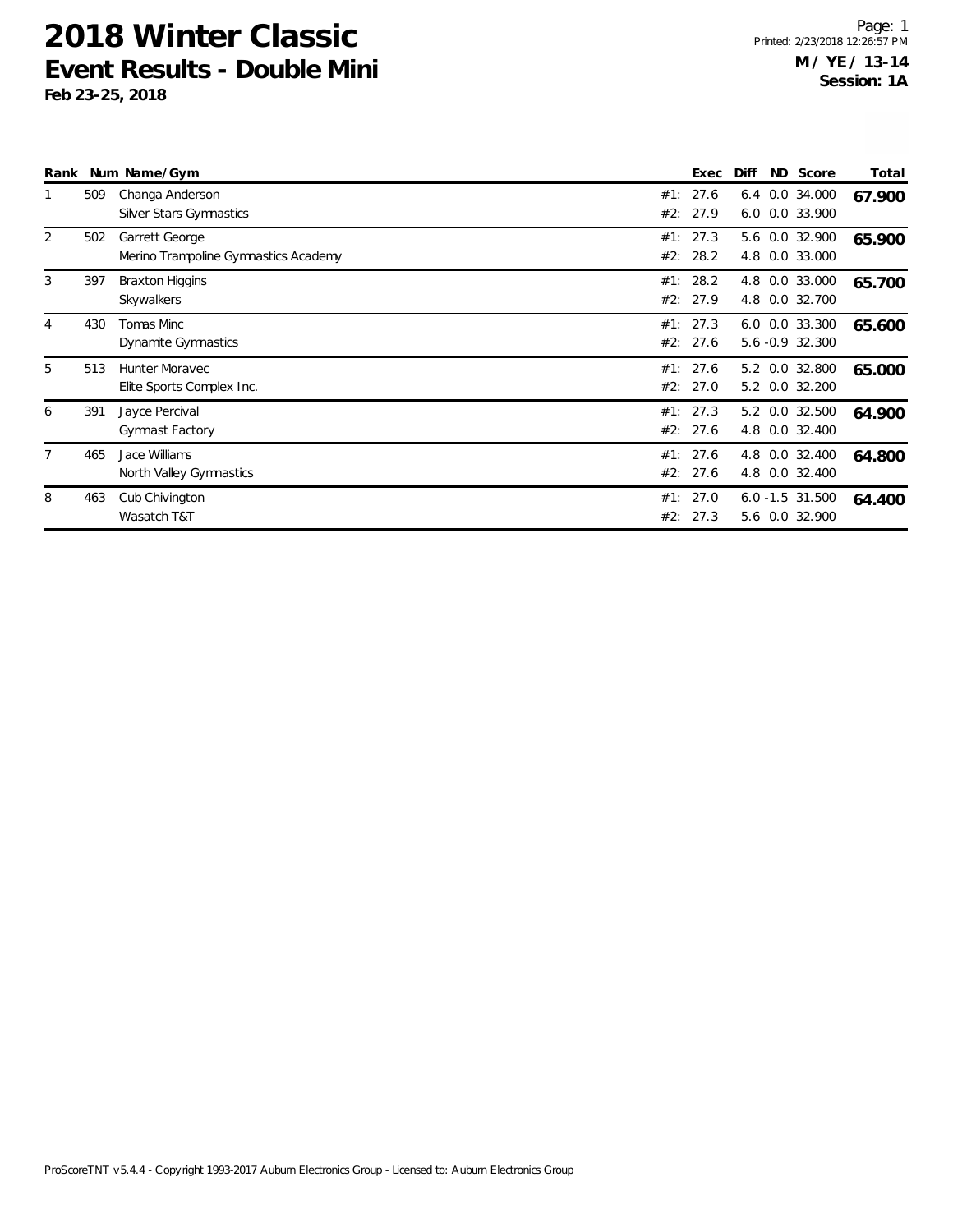# 2018 Winter Classic
## Event Results - Double Mini
**Feb 23-25, 2018**

**M / YE / 13-14**
**Session: 1A**

| Rank | Num | Name/Gym | | Exec | Diff | ND | Score | Total |
|---|---|---|---|---|---|---|---|---|
| 1 | 509 | Changa Anderson | #1: | 27.6 | 6.4 | 0.0 | 34.000 | **67.900** |
| | | Silver Stars Gymnastics | #2: | 27.9 | 6.0 | 0.0 | 33.900 | |
| 2 | 502 | Garrett George | #1: | 27.3 | 5.6 | 0.0 | 32.900 | **65.900** |
| | | Merino Trampoline Gymnastics Academy | #2: | 28.2 | 4.8 | 0.0 | 33.000 | |
| 3 | 397 | Braxton Higgins | #1: | 28.2 | 4.8 | 0.0 | 33.000 | **65.700** |
| | | Skywalkers | #2: | 27.9 | 4.8 | 0.0 | 32.700 | |
| 4 | 430 | Tomas Minc | #1: | 27.3 | 6.0 | 0.0 | 33.300 | **65.600** |
| | | Dynamite Gymnastics | #2: | 27.6 | 5.6 | -0.9 | 32.300 | |
| 5 | 513 | Hunter Moravec | #1: | 27.6 | 5.2 | 0.0 | 32.800 | **65.000** |
| | | Elite Sports Complex Inc. | #2: | 27.0 | 5.2 | 0.0 | 32.200 | |
| 6 | 391 | Jayce Percival | #1: | 27.3 | 5.2 | 0.0 | 32.500 | **64.900** |
| | | Gymnast Factory | #2: | 27.6 | 4.8 | 0.0 | 32.400 | |
| 7 | 465 | Jace Williams | #1: | 27.6 | 4.8 | 0.0 | 32.400 | **64.800** |
| | | North Valley Gymnastics | #2: | 27.6 | 4.8 | 0.0 | 32.400 | |
| 8 | 463 | Cub Chivington | #1: | 27.0 | 6.0 | -1.5 | 31.500 | **64.400** |
| | | Wasatch T&T | #2: | 27.3 | 5.6 | 0.0 | 32.900 | |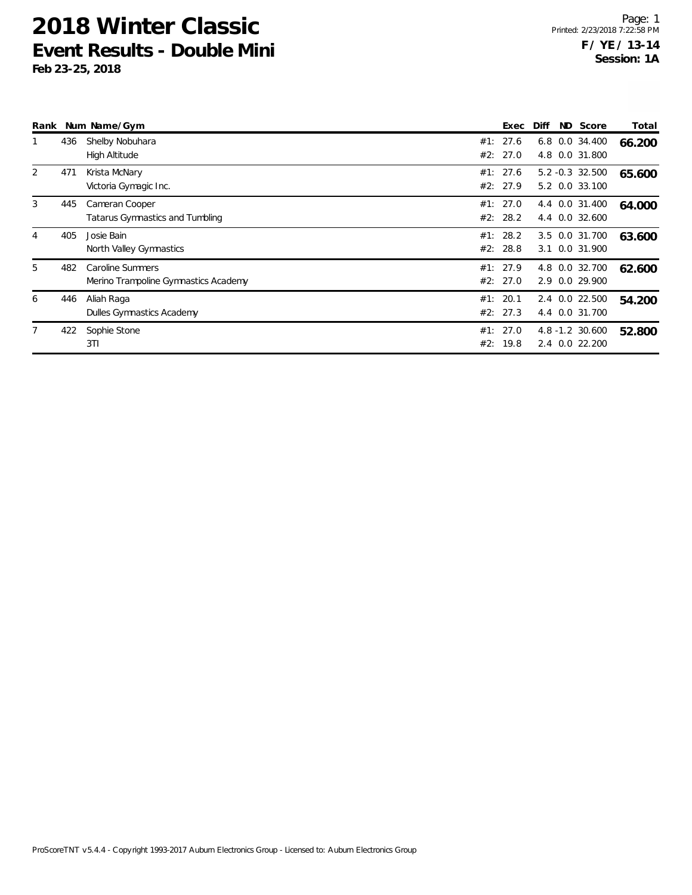# 2018 Winter Classic
## Event Results - Double Mini
**Feb 23-25, 2018**

**F / YE / 13-14**
**Session: 1A**

| Rank | Num | Name/Gym | | Exec | Diff | ND | Score | Total |
|---|---|---|---|---|---|---|---|---|
| 1 | 436 | Shelby Nobuhara | #1: | 27.6 | 6.8 | 0.0 | 34.400 | **66.200** |
| | | High Altitude | #2: | 27.0 | 4.8 | 0.0 | 31.800 | |
| 2 | 471 | Krista McNary | #1: | 27.6 | 5.2 | -0.3 | 32.500 | **65.600** |
| | | Victoria Gymagic Inc. | #2: | 27.9 | 5.2 | 0.0 | 33.100 | |
| 3 | 445 | Cameran Cooper | #1: | 27.0 | 4.4 | 0.0 | 31.400 | **64.000** |
| | | Tatarus Gymnastics and Tumbling | #2: | 28.2 | 4.4 | 0.0 | 32.600 | |
| 4 | 405 | Josie Bain | #1: | 28.2 | 3.5 | 0.0 | 31.700 | **63.600** |
| | | North Valley Gymnastics | #2: | 28.8 | 3.1 | 0.0 | 31.900 | |
| 5 | 482 | Caroline Summers | #1: | 27.9 | 4.8 | 0.0 | 32.700 | **62.600** |
| | | Merino Trampoline Gymnastics Academy | #2: | 27.0 | 2.9 | 0.0 | 29.900 | |
| 6 | 446 | Aliah Raga | #1: | 20.1 | 2.4 | 0.0 | 22.500 | **54.200** |
| | | Dulles Gymnastics Academy | #2: | 27.3 | 4.4 | 0.0 | 31.700 | |
| 7 | 422 | Sophie Stone | #1: | 27.0 | 4.8 | -1.2 | 30.600 | **52.800** |
| | | 3TI | #2: | 19.8 | 2.4 | 0.0 | 22.200 | |

ProScoreTNT v5.4.4 - Copyright 1993-2017 Auburn Electronics Group - Licensed to: Auburn Electronics Group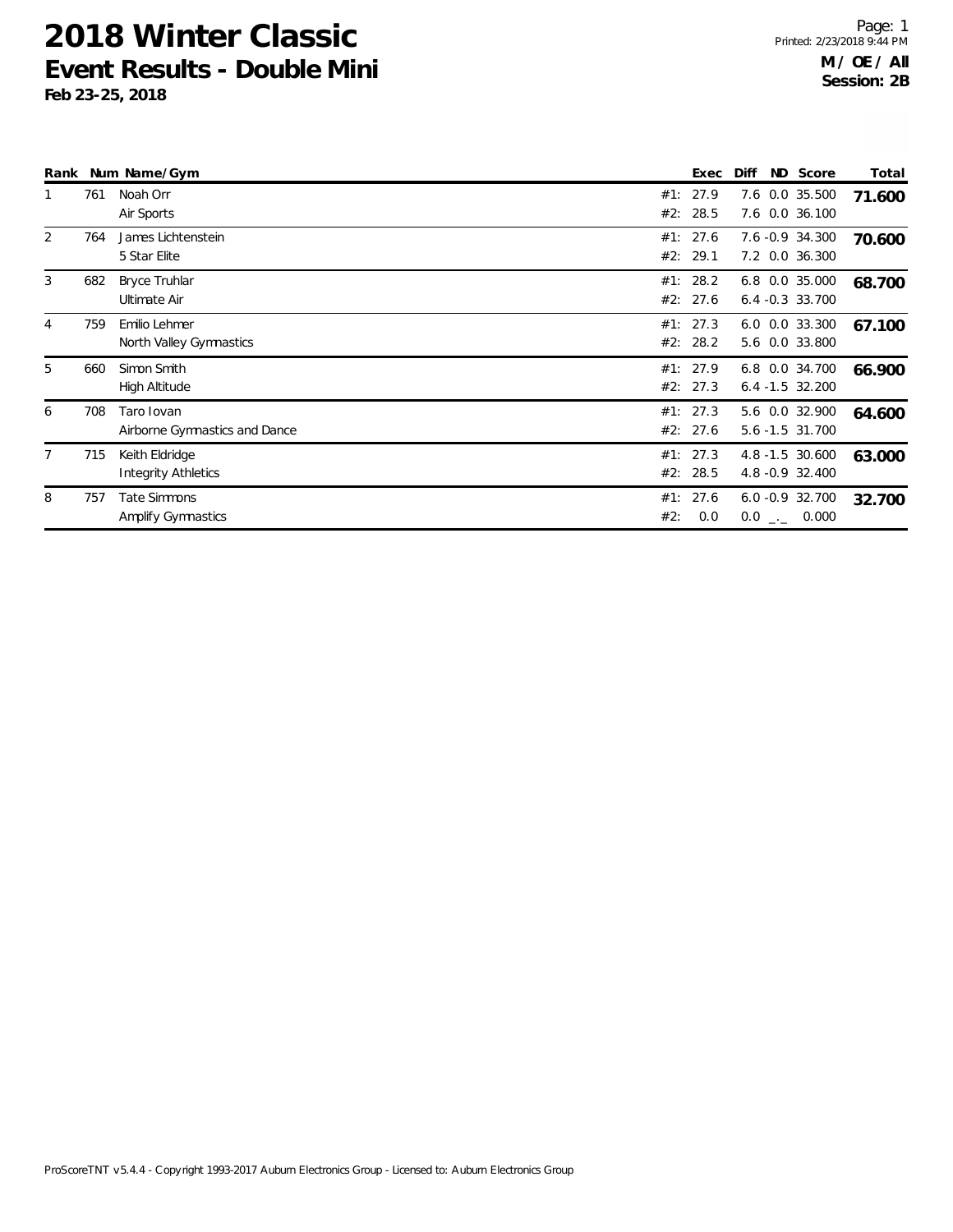# 2018 Winter Classic

## Event Results - Double Mini

**Feb 23-25, 2018**

Printed: 2/23/2018 9:44 PM

**M / OE / All**
**Session: 2B**

| Rank | Num | Name/Gym | | Exec | Diff | ND | Score | Total |
|---|---|---|---|---|---|---|---|---|
| 1 | 761 | Noah Orr | #1: | 27.9 | 7.6 | 0.0 | 35.500 | **71.600** |
| | | Air Sports | #2: | 28.5 | 7.6 | 0.0 | 36.100 | |
| 2 | 764 | James Lichtenstein | #1: | 27.6 | 7.6 | -0.9 | 34.300 | **70.600** |
| | | 5 Star Elite | #2: | 29.1 | 7.2 | 0.0 | 36.300 | |
| 3 | 682 | Bryce Truhlar | #1: | 28.2 | 6.8 | 0.0 | 35.000 | **68.700** |
| | | Ultimate Air | #2: | 27.6 | 6.4 | -0.3 | 33.700 | |
| 4 | 759 | Emilio Lehmer | #1: | 27.3 | 6.0 | 0.0 | 33.300 | **67.100** |
| | | North Valley Gymnastics | #2: | 28.2 | 5.6 | 0.0 | 33.800 | |
| 5 | 660 | Simon Smith | #1: | 27.9 | 6.8 | 0.0 | 34.700 | **66.900** |
| | | High Altitude | #2: | 27.3 | 6.4 | -1.5 | 32.200 | |
| 6 | 708 | Taro Iovan | #1: | 27.3 | 5.6 | 0.0 | 32.900 | **64.600** |
| | | Airborne Gymnastics and Dance | #2: | 27.6 | 5.6 | -1.5 | 31.700 | |
| 7 | 715 | Keith Eldridge | #1: | 27.3 | 4.8 | -1.5 | 30.600 | **63.000** |
| | | Integrity Athletics | #2: | 28.5 | 4.8 | -0.9 | 32.400 | |
| 8 | 757 | Tate Simmons | #1: | 27.6 | 6.0 | -0.9 | 32.700 | **32.700** |
| | | Amplify Gymnastics | #2: | 0.0 | 0.0 | _._ | 0.000 | |

ProScoreTNT v5.4.4 - Copyright 1993-2017 Auburn Electronics Group - Licensed to: Auburn Electronics Group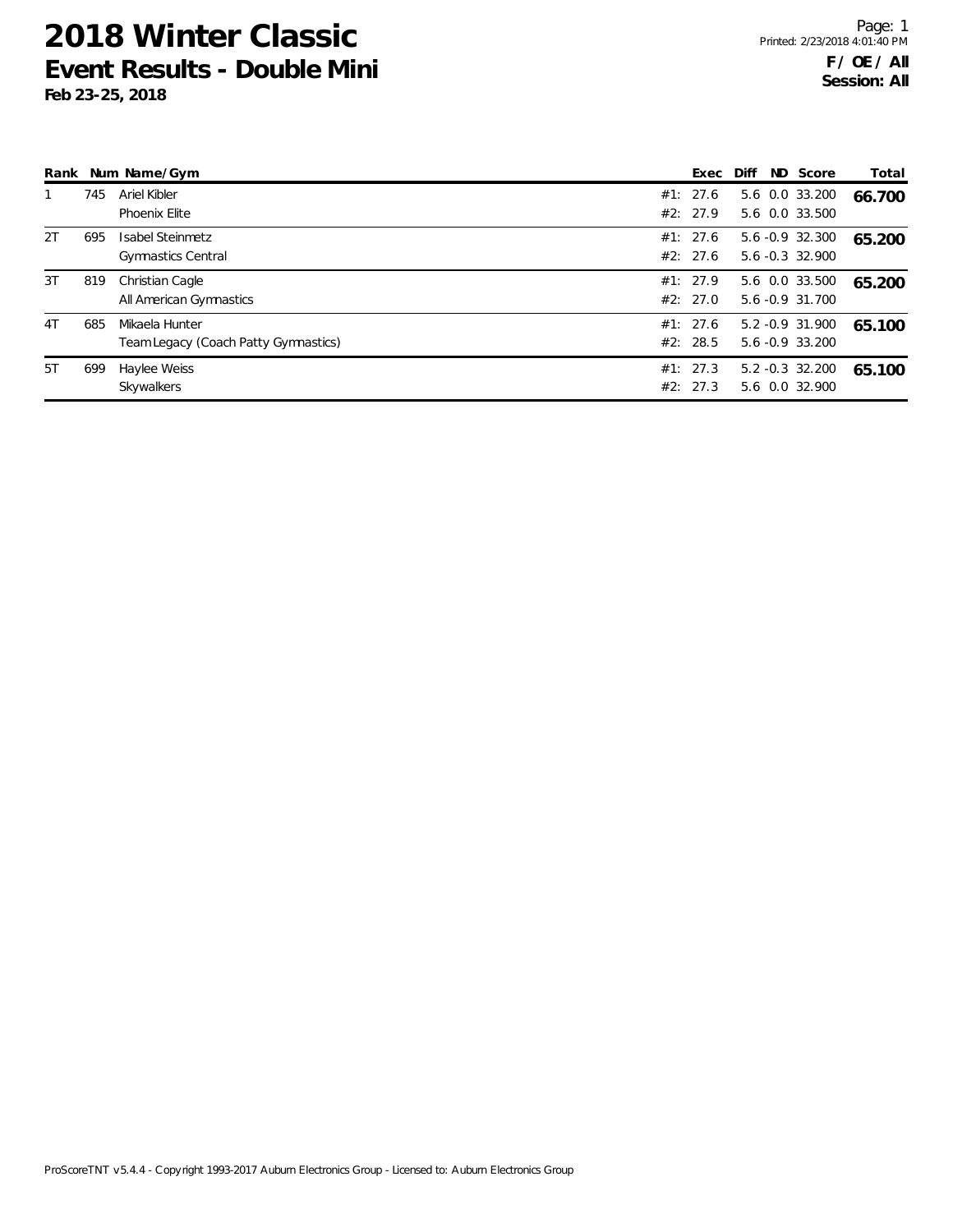# 2018 Winter Classic
## Event Results - Double Mini
**Feb 23-25, 2018**

**F / OE / All**
**Session: All**

| Rank | Num | Name/Gym | | Exec | Diff | ND | Score | Total |
|---|---|---|---|---|---|---|---|---|
| 1 | 745 | Ariel Kibler | #1: | 27.6 | 5.6 | 0.0 | 33.200 | **66.700** |
| | | Phoenix Elite | #2: | 27.9 | 5.6 | 0.0 | 33.500 | |
| 2T | 695 | Isabel Steinmetz | #1: | 27.6 | 5.6 | -0.9 | 32.300 | **65.200** |
| | | Gymnastics Central | #2: | 27.6 | 5.6 | -0.3 | 32.900 | |
| 3T | 819 | Christian Cagle | #1: | 27.9 | 5.6 | 0.0 | 33.500 | **65.200** |
| | | All American Gymnastics | #2: | 27.0 | 5.6 | -0.9 | 31.700 | |
| 4T | 685 | Mikaela Hunter | #1: | 27.6 | 5.2 | -0.9 | 31.900 | **65.100** |
| | | Team Legacy (Coach Patty Gymnastics) | #2: | 28.5 | 5.6 | -0.9 | 33.200 | |
| 5T | 699 | Haylee Weiss | #1: | 27.3 | 5.2 | -0.3 | 32.200 | **65.100** |
| | | Skywalkers | #2: | 27.3 | 5.6 | 0.0 | 32.900 | |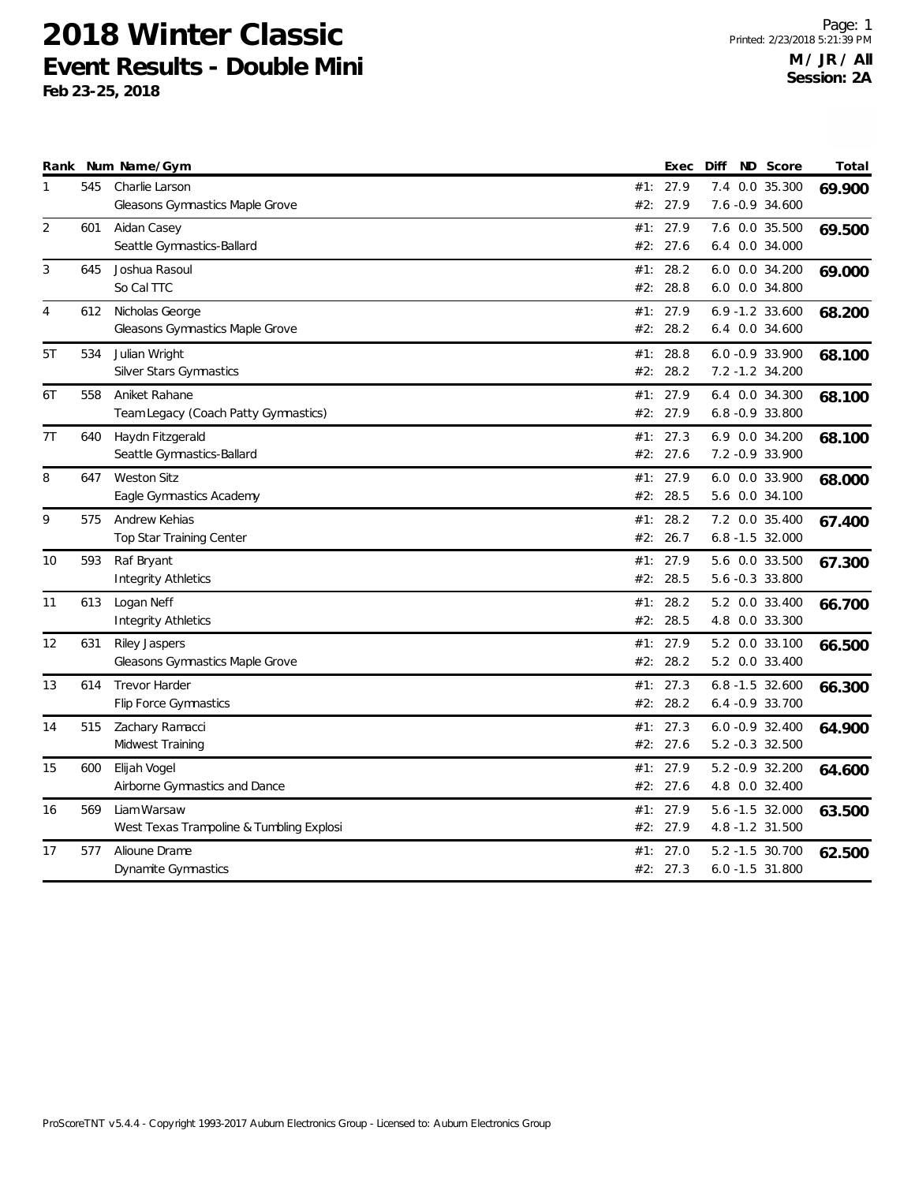# 2018 Winter Classic

## Event Results - Double Mini

**Feb 23-25, 2018**

**M / JR / All**
**Session: 2A**

| Rank | Num | Name/Gym | | Exec | Diff | ND | Score | Total |
|---|---|---|---|---|---|---|---|---|
| 1 | 545 | Charlie Larson | #1: | 27.9 | 7.4 | 0.0 | 35.300 | **69.900** |
| | | Gleasons Gymnastics Maple Grove | #2: | 27.9 | 7.6 | -0.9 | 34.600 | |
| 2 | 601 | Aidan Casey | #1: | 27.9 | 7.6 | 0.0 | 35.500 | **69.500** |
| | | Seattle Gymnastics-Ballard | #2: | 27.6 | 6.4 | 0.0 | 34.000 | |
| 3 | 645 | Joshua Rasoul | #1: | 28.2 | 6.0 | 0.0 | 34.200 | **69.000** |
| | | So Cal TTC | #2: | 28.8 | 6.0 | 0.0 | 34.800 | |
| 4 | 612 | Nicholas George | #1: | 27.9 | 6.9 | -1.2 | 33.600 | **68.200** |
| | | Gleasons Gymnastics Maple Grove | #2: | 28.2 | 6.4 | 0.0 | 34.600 | |
| 5T | 534 | Julian Wright | #1: | 28.8 | 6.0 | -0.9 | 33.900 | **68.100** |
| | | Silver Stars Gymnastics | #2: | 28.2 | 7.2 | -1.2 | 34.200 | |
| 6T | 558 | Aniket Rahane | #1: | 27.9 | 6.4 | 0.0 | 34.300 | **68.100** |
| | | Team Legacy (Coach Patty Gymnastics) | #2: | 27.9 | 6.8 | -0.9 | 33.800 | |
| 7T | 640 | Haydn Fitzgerald | #1: | 27.3 | 6.9 | 0.0 | 34.200 | **68.100** |
| | | Seattle Gymnastics-Ballard | #2: | 27.6 | 7.2 | -0.9 | 33.900 | |
| 8 | 647 | Weston Sitz | #1: | 27.9 | 6.0 | 0.0 | 33.900 | **68.000** |
| | | Eagle Gymnastics Academy | #2: | 28.5 | 5.6 | 0.0 | 34.100 | |
| 9 | 575 | Andrew Kehias | #1: | 28.2 | 7.2 | 0.0 | 35.400 | **67.400** |
| | | Top Star Training Center | #2: | 26.7 | 6.8 | -1.5 | 32.000 | |
| 10 | 593 | Raf Bryant | #1: | 27.9 | 5.6 | 0.0 | 33.500 | **67.300** |
| | | Integrity Athletics | #2: | 28.5 | 5.6 | -0.3 | 33.800 | |
| 11 | 613 | Logan Neff | #1: | 28.2 | 5.2 | 0.0 | 33.400 | **66.700** |
| | | Integrity Athletics | #2: | 28.5 | 4.8 | 0.0 | 33.300 | |
| 12 | 631 | Riley Jaspers | #1: | 27.9 | 5.2 | 0.0 | 33.100 | **66.500** |
| | | Gleasons Gymnastics Maple Grove | #2: | 28.2 | 5.2 | 0.0 | 33.400 | |
| 13 | 614 | Trevor Harder | #1: | 27.3 | 6.8 | -1.5 | 32.600 | **66.300** |
| | | Flip Force Gymnastics | #2: | 28.2 | 6.4 | -0.9 | 33.700 | |
| 14 | 515 | Zachary Ramacci | #1: | 27.3 | 6.0 | -0.9 | 32.400 | **64.900** |
| | | Midwest Training | #2: | 27.6 | 5.2 | -0.3 | 32.500 | |
| 15 | 600 | Elijah Vogel | #1: | 27.9 | 5.2 | -0.9 | 32.200 | **64.600** |
| | | Airborne Gymnastics and Dance | #2: | 27.6 | 4.8 | 0.0 | 32.400 | |
| 16 | 569 | Liam Warsaw | #1: | 27.9 | 5.6 | -1.5 | 32.000 | **63.500** |
| | | West Texas Trampoline & Tumbling Explosi | #2: | 27.9 | 4.8 | -1.2 | 31.500 | |
| 17 | 577 | Alioune Drame | #1: | 27.0 | 5.2 | -1.5 | 30.700 | **62.500** |
| | | Dynamite Gymnastics | #2: | 27.3 | 6.0 | -1.5 | 31.800 | |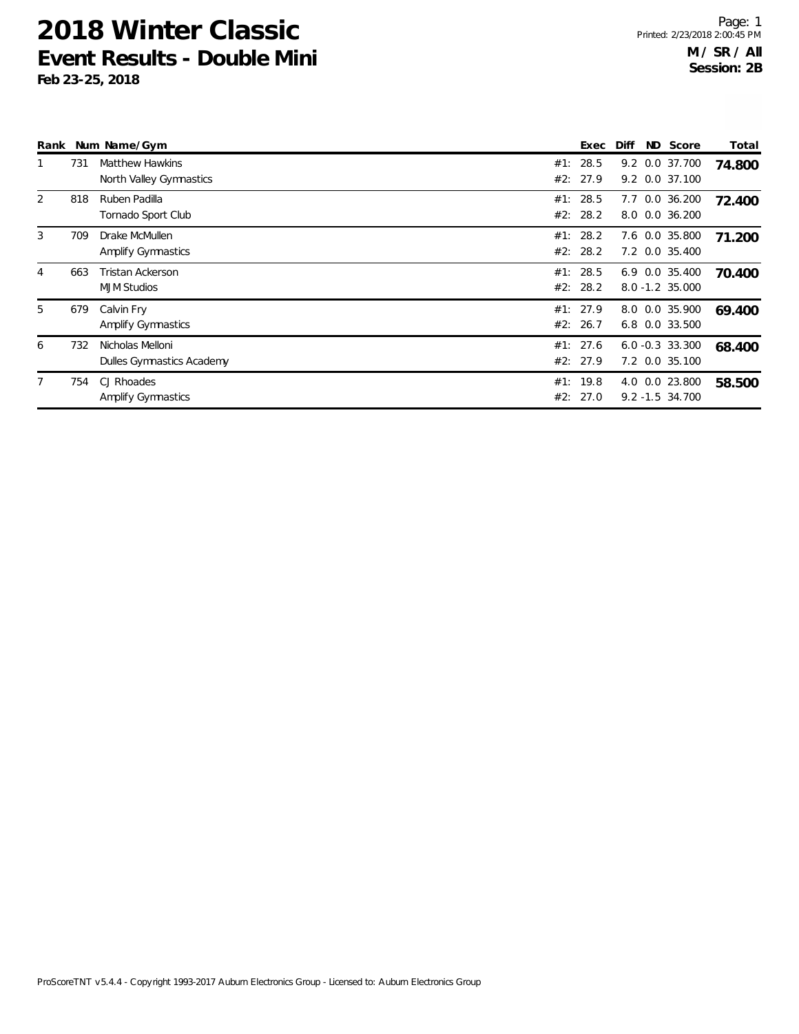# 2018 Winter Classic
## Event Results - Double Mini
**Feb 23-25, 2018**

Printed: 2/23/2018 2:00:45 PM

**M / SR / All**
**Session: 2B**

| Rank | Num | Name/Gym | | Exec | Diff | ND | Score | Total |
|---|---|---|---|---|---|---|---|---|
| 1 | 731 | Matthew Hawkins | #1: | 28.5 | 9.2 | 0.0 | 37.700 | **74.800** |
| | | North Valley Gymnastics | #2: | 27.9 | 9.2 | 0.0 | 37.100 | |
| 2 | 818 | Ruben Padilla | #1: | 28.5 | 7.7 | 0.0 | 36.200 | **72.400** |
| | | Tornado Sport Club | #2: | 28.2 | 8.0 | 0.0 | 36.200 | |
| 3 | 709 | Drake McMullen | #1: | 28.2 | 7.6 | 0.0 | 35.800 | **71.200** |
| | | Amplify Gymnastics | #2: | 28.2 | 7.2 | 0.0 | 35.400 | |
| 4 | 663 | Tristan Ackerson | #1: | 28.5 | 6.9 | 0.0 | 35.400 | **70.400** |
| | | MJM Studios | #2: | 28.2 | 8.0 | -1.2 | 35.000 | |
| 5 | 679 | Calvin Fry | #1: | 27.9 | 8.0 | 0.0 | 35.900 | **69.400** |
| | | Amplify Gymnastics | #2: | 26.7 | 6.8 | 0.0 | 33.500 | |
| 6 | 732 | Nicholas Melloni | #1: | 27.6 | 6.0 | -0.3 | 33.300 | **68.400** |
| | | Dulles Gymnastics Academy | #2: | 27.9 | 7.2 | 0.0 | 35.100 | |
| 7 | 754 | CJ Rhoades | #1: | 19.8 | 4.0 | 0.0 | 23.800 | **58.500** |
| | | Amplify Gymnastics | #2: | 27.0 | 9.2 | -1.5 | 34.700 | |

ProScoreTNT v5.4.4 - Copyright 1993-2017 Auburn Electronics Group - Licensed to: Auburn Electronics Group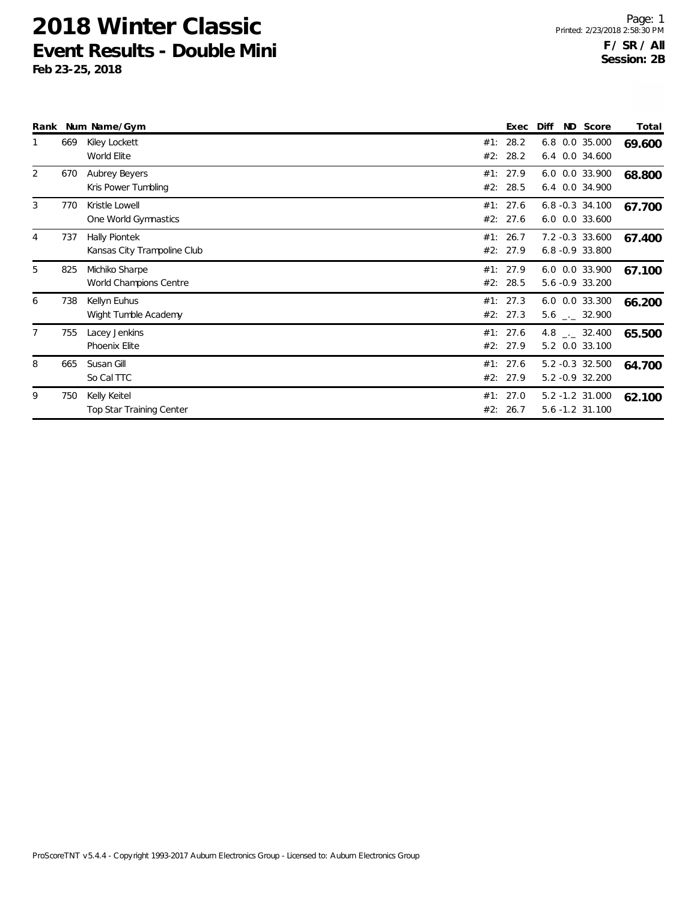# 2018 Winter Classic

## Event Results - Double Mini

**Feb 23-25, 2018**

Page: 1
Printed: 2/23/2018 2:58:30 PM

**F / SR / All**
**Session: 2B**

| Rank | Num | Name/Gym | | Exec | Diff | ND | Score | Total |
|---|---|---|---|---|---|---|---|---|
| 1 | 669 | Kiley Lockett | #1: | 28.2 | 6.8 | 0.0 | 35.000 | **69.600** |
| | | World Elite | #2: | 28.2 | 6.4 | 0.0 | 34.600 | |
| 2 | 670 | Aubrey Beyers | #1: | 27.9 | 6.0 | 0.0 | 33.900 | **68.800** |
| | | Kris Power Tumbling | #2: | 28.5 | 6.4 | 0.0 | 34.900 | |
| 3 | 770 | Kristle Lowell | #1: | 27.6 | 6.8 | -0.3 | 34.100 | **67.700** |
| | | One World Gymnastics | #2: | 27.6 | 6.0 | 0.0 | 33.600 | |
| 4 | 737 | Hally Piontek | #1: | 26.7 | 7.2 | -0.3 | 33.600 | **67.400** |
| | | Kansas City Trampoline Club | #2: | 27.9 | 6.8 | -0.9 | 33.800 | |
| 5 | 825 | Michiko Sharpe | #1: | 27.9 | 6.0 | 0.0 | 33.900 | **67.100** |
| | | World Champions Centre | #2: | 28.5 | 5.6 | -0.9 | 33.200 | |
| 6 | 738 | Kellyn Euhus | #1: | 27.3 | 6.0 | 0.0 | 33.300 | **66.200** |
| | | Wight Tumble Academy | #2: | 27.3 | 5.6 | _._ | 32.900 | |
| 7 | 755 | Lacey Jenkins | #1: | 27.6 | 4.8 | _._ | 32.400 | **65.500** |
| | | Phoenix Elite | #2: | 27.9 | 5.2 | 0.0 | 33.100 | |
| 8 | 665 | Susan Gill | #1: | 27.6 | 5.2 | -0.3 | 32.500 | **64.700** |
| | | So Cal TTC | #2: | 27.9 | 5.2 | -0.9 | 32.200 | |
| 9 | 750 | Kelly Keitel | #1: | 27.0 | 5.2 | -1.2 | 31.000 | **62.100** |
| | | Top Star Training Center | #2: | 26.7 | 5.6 | -1.2 | 31.100 | |

ProScoreTNT v5.4.4 - Copyright 1993-2017 Auburn Electronics Group - Licensed to: Auburn Electronics Group